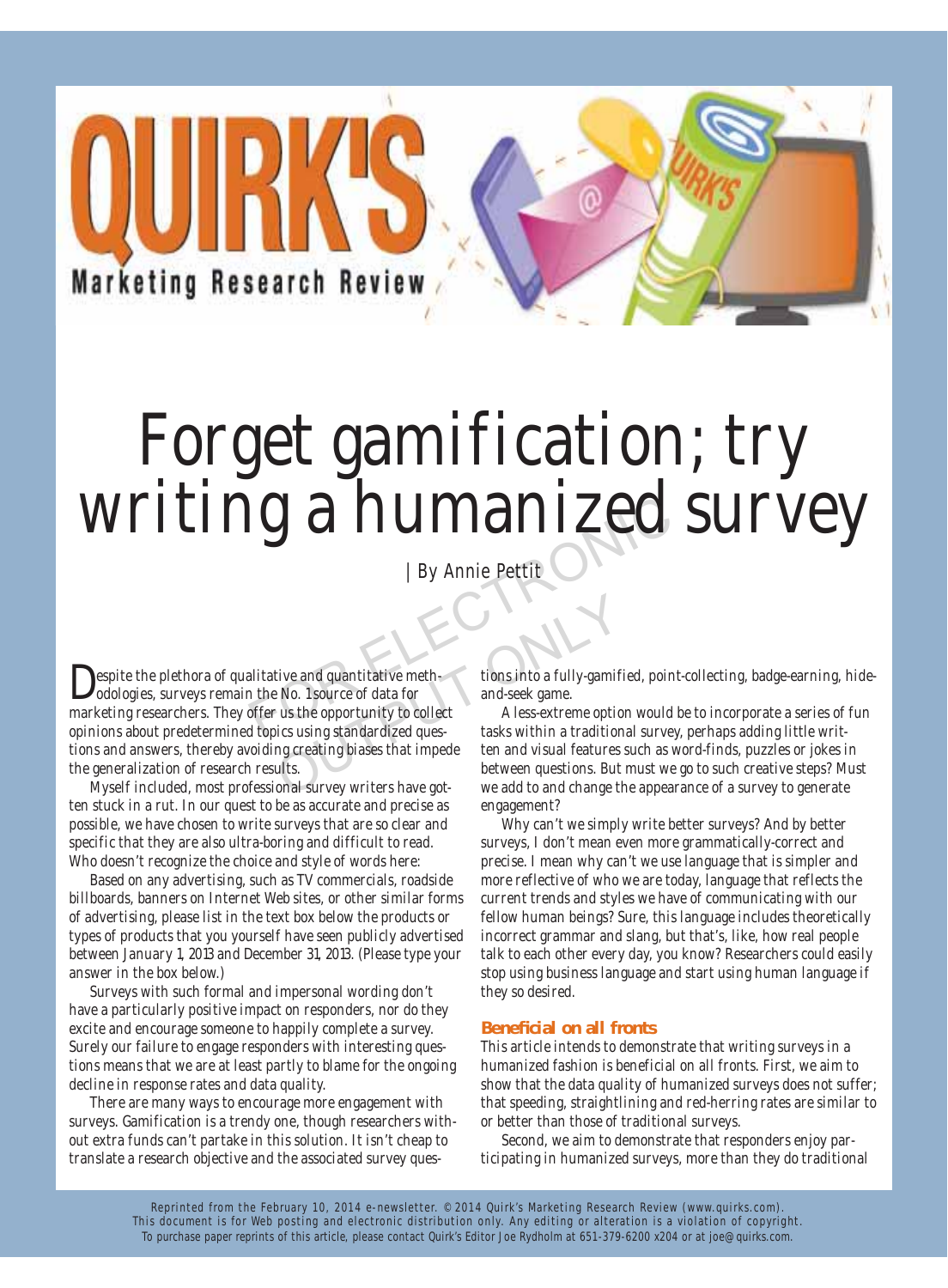# Forget gamification; try writing a humanized survey

| By Annie Pettit

Despite the plethora of qualitative and quantitative methodologies, surveys remain the No. 1 source of data for marketing researchers. They offer us the opportunity to collect opinions about predetermined topics using standardized questions and answers, thereby avoiding creating biases that impede the generalization of research results.

Myself included, most professional survey writers have gotten stuck in a rut. In our quest to be as accurate and precise as possible, we have chosen to write surveys that are so clear and specific that they are also ultra-boring and difficult to read. Who doesn't recognize the choice and style of words here:

Based on any advertising, such as TV commercials, roadside billboards, banners on Internet Web sites, or other similar forms of advertising, please list in the text box below the products or types of products that you yourself have seen publicly advertised between January 1, 2013 and December 31, 2013. (Please type your answer in the box below.)

Surveys with such formal and impersonal wording don't have a particularly positive impact on responders, nor do they excite and encourage someone to happily complete a survey. Surely our failure to engage responders with interesting questions means that we are at least partly to blame for the ongoing decline in response rates and data quality.

There are many ways to encourage more engagement with surveys. Gamification is a trendy one, though researchers without extra funds can't partake in this solution. It isn't cheap to translate a research objective and the associated survey questions into a fully-gamified, point-collecting, badge-earning, hide-and-seek game.

A less-extreme option would be to incorporate a series of fun tasks within a traditional survey, perhaps adding little written and visual features such as word-finds, puzzles or jokes in between questions. But must we go to such creative steps? Must we add to and change the appearance of a survey to generate engagement?

Why can't we simply write better surveys? And by better surveys, I don't mean even more grammatically-correct and precise. I mean why can't we use language that is simpler and more reflective of who we are today, language that reflects the current trends and styles we have of communicating with our fellow human beings? Sure, this language includes theoretically incorrect grammar and slang, but that's, like, how real people talk to each other every day, you know? Researchers could easily stop using business language and start using human language if they so desired.

## Beneficial on all fronts

This article intends to demonstrate that writing surveys in a humanized fashion is beneficial on all fronts. First, we aim to show that the data quality of humanized surveys does not suffer; that speeding, straightlining and red-herring rates are similar to or better than those of traditional surveys.

Second, we aim to demonstrate that responders enjoy participating in humanized surveys, more than they do traditional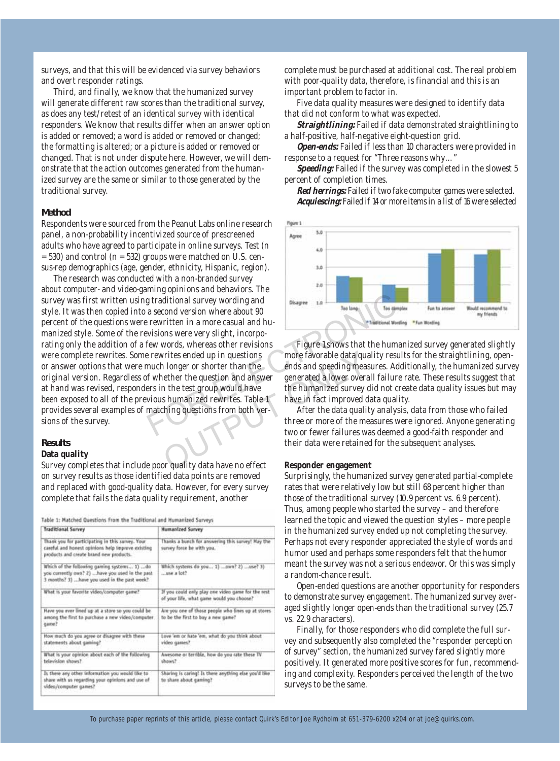surveys, and that this will be evidenced via survey behaviors and overt responder ratings.

Third, and finally, we know that the humanized survey will generate different raw scores than the traditional survey, as does any test/retest of an identical survey with identical responders. We know that results differ when an answer option is added or removed; a word is added or removed or changed; the formatting is altered; or a picture is added or removed or changed. That is not under dispute here. However, we will demonstrate that the action outcomes generated from the humanized survey are the same or similar to those generated by the traditional survey.

### Method

Respondents were sourced from the Peanut Labs online research panel, a non-probability incentivized source of prescreened adults who have agreed to participate in online surveys. Test (n = 530) and control (n = 532) groups were matched on U.S. census-rep demographics (age, gender, ethnicity, Hispanic, region).

The research was conducted with a non-branded survey about computer- and video-gaming opinions and behaviors. The survey was first written using traditional survey wording and style. It was then copied into a second version where about 90 percent of the questions were rewritten in a more casual and humanized style. Some of the revisions were very slight, incorporating only the addition of a few words, whereas other revisions were complete rewrites. Some rewrites ended up in questions or answer options that were much longer or shorter than the original version. Regardless of whether the question and answer at hand was revised, responders in the test group would have been exposed to all of the previous humanized rewrites. Table 1 provides several examples of matching questions from both versions of the survey.

### Results

#### Data quality

Survey completes that include poor quality data have no effect on survey results as those identified data points are removed and replaced with good-quality data. However, for every survey complete that fails the data quality requirement, another complete must be purchased at additional cost. The real problem with poor-quality data, therefore, is financial and this is an important problem to factor in.

Table 1: Matched Questions From the Traditional and Humanized Surveys

| Traditional Survey | Humanized Survey |
|---|---|
| Thank you for participating in this survey. Your careful and honest opinions help improve existing products and create brand new products. | Thanks a bunch for answering this survey! May the survey force be with you. |
| Which of the following gaming systems... 1) ...do you currently own? 2) ...have you used in the past 3 months? 3) ...have you used in the past week? | Which systems do you... 1) ...own? 2) ...use? 3) ...use a lot? |
| What is your favorite video/computer game? | If you could only play one video game for the rest of your life, what game would you choose? |
| Have you ever lined up at a store so you could be among the first to purchase a new video/computer game? | Are you one of those people who lines up at stores to be the first to buy a new game? |
| How much do you agree or disagree with these statements about gaming? | Love 'em or hate 'em, what do you think about video games? |
| What is your opinion about each of the following television shows? | Awesome or terrible, how do you rate these TV shows? |
| Is there any other information you would like to share with us regarding your opinions and use of video/computer games? | Sharing is caring! Is there anything else you'd like to share about gaming? |

Five data quality measures were designed to identify data that did not conform to what was expected.

***Straightlining:*** Failed if data demonstrated straightlining to a half-positive, half-negative eight-question grid.

***Open-ends:*** Failed if less than 10 characters were provided in response to a request for "Three reasons why…"

***Speeding:*** Failed if the survey was completed in the slowest 5 percent of completion times.

***Red herrings:*** Failed if two fake computer games were selected.

***Acquiescing:*** Failed if 14 or more items in a list of 16 were selected

Figure 1

Figure 1 shows that the humanized survey generated slightly more favorable data quality results for the straightlining, open-ends and speeding measures. Additionally, the humanized survey generated a lower overall failure rate. These results suggest that the humanized survey did not create data quality issues but may have in fact improved data quality.

After the data quality analysis, data from those who failed three or more of the measures were ignored. Anyone generating two or fewer failures was deemed a good-faith responder and their data were retained for the subsequent analyses.

#### Responder engagement

Surprisingly, the humanized survey generated partial-complete rates that were relatively low but still 68 percent higher than those of the traditional survey (10.9 percent vs. 6.9 percent). Thus, among people who started the survey – and therefore learned the topic and viewed the question styles – more people in the humanized survey ended up not completing the survey. Perhaps not every responder appreciated the style of words and humor used and perhaps some responders felt that the humor meant the survey was not a serious endeavor. Or this was simply a random-chance result.

Open-ended questions are another opportunity for responders to demonstrate survey engagement. The humanized survey averaged slightly longer open-ends than the traditional survey (25.7 vs. 22.9 characters).

Finally, for those responders who did complete the full survey and subsequently also completed the "responder perception of survey" section, the humanized survey fared slightly more positively. It generated more positive scores for fun, recommending and complexity. Responders perceived the length of the two surveys to be the same.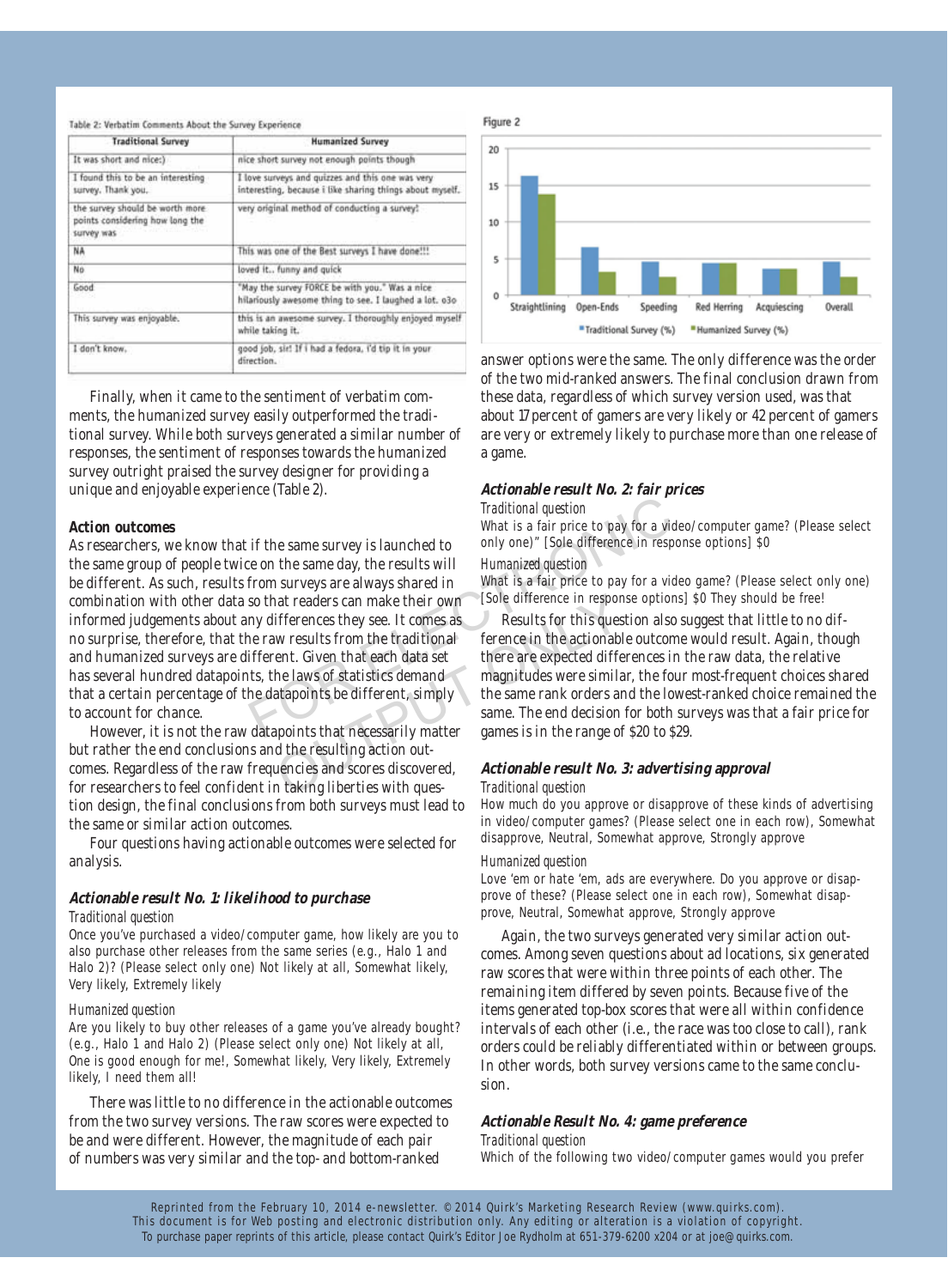Table 2: Verbatim Comments About the Survey Experience

| Traditional Survey | Humanized Survey |
|---|---|
| It was short and nice:) | nice short survey not enough points though |
| I found this to be an interesting survey. Thank you. | I love surveys and quizzes and this one was very interesting, because i like sharing things about myself. |
| the survey should be worth more points considering how long the survey was | very original method of conducting a survey! |
| NA | This was one of the Best surveys I have done!!! |
| No | loved it.. funny and quick |
| Good | "May the survey FORCE be with you." Was a nice hilariously awesome thing to see. I laughed a lot. o3o |
| This survey was enjoyable. | this is an awesome survey. I thoroughly enjoyed myself while taking it. |
| I don't know. | good job, sir! If i had a fedora, i'd tip it in your direction. |

Finally, when it came to the sentiment of verbatim comments, the humanized survey easily outperformed the traditional survey. While both surveys generated a similar number of responses, the sentiment of responses towards the humanized survey outright praised the survey designer for providing a unique and enjoyable experience (Table 2).

### Action outcomes

As researchers, we know that if the same survey is launched to the same group of people twice on the same day, the results will be different. As such, results from surveys are always shared in combination with other data so that readers can make their own informed judgements about any differences they see. It comes as no surprise, therefore, that the raw results from the traditional and humanized surveys are different. Given that each data set has several hundred datapoints, the laws of statistics demand that a certain percentage of the datapoints be different, simply to account for chance.

However, it is not the raw datapoints that necessarily matter but rather the end conclusions and the resulting action outcomes. Regardless of the raw frequencies and scores discovered, for researchers to feel confident in taking liberties with question design, the final conclusions from both surveys must lead to the same or similar action outcomes.

Four questions having actionable outcomes were selected for analysis.

#### *Actionable result No. 1: likelihood to purchase*

*Traditional question*

Once you've purchased a video/computer game, how likely are you to also purchase other releases from the same series (e.g., Halo 1 and Halo 2)? (Please select only one) Not likely at all, Somewhat likely, Very likely, Extremely likely

*Humanized question*

Are you likely to buy other releases of a game you've already bought? (e.g., Halo 1 and Halo 2) (Please select only one) Not likely at all, One is good enough for me!, Somewhat likely, Very likely, Extremely likely, I need them all!

There was little to no difference in the actionable outcomes from the two survey versions. The raw scores were expected to be and were different. However, the magnitude of each pair of numbers was very similar and the top- and bottom-ranked answer options were the same. The only difference was the order of the two mid-ranked answers. The final conclusion drawn from these data, regardless of which survey version used, was that about 17 percent of gamers are very likely or 42 percent of gamers are very or extremely likely to purchase more than one release of a game.

Figure 2

| | Straightlining | Open-Ends | Speeding | Red Herring | Acquiescing | Overall |
|---|---|---|---|---|---|---|
| Traditional Survey (%) | 16 | 6.5 | 4.5 | 4.3 | 3.5 | 4.5 |
| Humanized Survey (%) | 14 | 3 | 2.5 | 4.3 | 3.5 | 2.5 |

#### *Actionable result No. 2: fair prices*

*Traditional question*

What is a fair price to pay for a video/computer game? (Please select only one)" [Sole difference in response options] $0

*Humanized question*

What is a fair price to pay for a video game? (Please select only one) [Sole difference in response options] $0 They should be free!

Results for this question also suggest that little to no difference in the actionable outcome would result. Again, though there are expected differences in the raw data, the relative magnitudes were similar, the four most-frequent choices shared the same rank orders and the lowest-ranked choice remained the same. The end decision for both surveys was that a fair price for games is in the range of $20 to $29.

#### *Actionable result No. 3: advertising approval*

*Traditional question*

How much do you approve or disapprove of these kinds of advertising in video/computer games? (Please select one in each row), Somewhat disapprove, Neutral, Somewhat approve, Strongly approve

*Humanized question*

Love 'em or hate 'em, ads are everywhere. Do you approve or disapprove of these? (Please select one in each row), Somewhat disapprove, Neutral, Somewhat approve, Strongly approve

Again, the two surveys generated very similar action outcomes. Among seven questions about ad locations, six generated raw scores that were within three points of each other. The remaining item differed by seven points. Because five of the items generated top-box scores that were all within confidence intervals of each other (i.e., the race was too close to call), rank orders could be reliably differentiated within or between groups. In other words, both survey versions came to the same conclusion.

#### *Actionable Result No. 4: game preference*

*Traditional question*

Which of the following two video/computer games would you prefer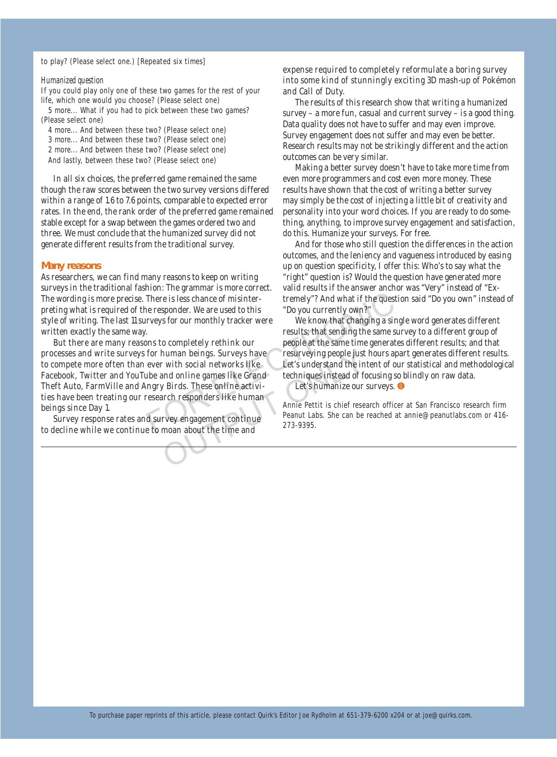to play? (Please select one.) [Repeated six times]

*Humanized question*

If you could play only one of these two games for the rest of your life, which one would you choose? (Please select one)

5 more... What if you had to pick between these two games? (Please select one)

4 more... And between these two? (Please select one)

3 more... And between these two? (Please select one)

2 more... And between these two? (Please select one)

And lastly, between these two? (Please select one)

In all six choices, the preferred game remained the same though the raw scores between the two survey versions differed within a range of 1.6 to 7.6 points, comparable to expected error rates. In the end, the rank order of the preferred game remained stable except for a swap between the games ordered two and three. We must conclude that the humanized survey did not generate different results from the traditional survey.

## Many reasons

As researchers, we can find many reasons to keep on writing surveys in the traditional fashion: The grammar is more correct. The wording is more precise. There is less chance of misinterpreting what is required of the responder. We are used to this style of writing. The last 11 surveys for our monthly tracker were written exactly the same way.

But there are many reasons to completely rethink our processes and write surveys for human beings. Surveys have to compete more often than ever with social networks like Facebook, Twitter and YouTube and online games like Grand Theft Auto, FarmVille and Angry Birds. These online activities have been treating our research responders like human beings since Day 1.

Survey response rates and survey engagement continue to decline while we continue to moan about the time and expense required to completely reformulate a boring survey into some kind of stunningly exciting 3D mash-up of Pokémon and Call of Duty.

The results of this research show that writing a humanized survey – a more fun, casual and current survey – is a good thing. Data quality does not have to suffer and may even improve. Survey engagement does not suffer and may even be better. Research results may not be strikingly different and the action outcomes can be very similar.

Making a better survey doesn't have to take more time from even more programmers and cost even more money. These results have shown that the cost of writing a better survey may simply be the cost of injecting a little bit of creativity and personality into your word choices. If you are ready to do something, anything, to improve survey engagement and satisfaction, do this. Humanize your surveys. For free.

And for those who still question the differences in the action outcomes, and the leniency and vagueness introduced by easing up on question specificity, I offer this: Who's to say what the "right" question is? Would the question have generated more valid results if the answer anchor was "Very" instead of "Extremely"? And what if the question said "Do you own" instead of "Do you currently own?"

We know that changing a single word generates different results; that sending the same survey to a different group of people at the same time generates different results; and that resurveying people just hours apart generates different results. Let's understand the intent of our statistical and methodological techniques instead of focusing so blindly on raw data.

Let's humanize our surveys.

*Annie Pettit is chief research officer at San Francisco research firm Peanut Labs. She can be reached at annie@peanutlabs.com or 416-273-9395.*

To purchase paper reprints of this article, please contact Quirk's Editor Joe Rydholm at 651-379-6200 x204 or at joe@quirks.com.